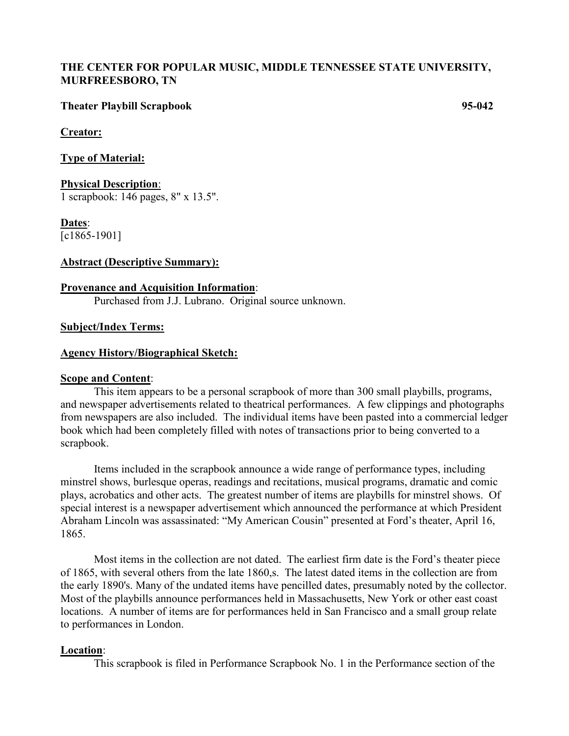**THE CENTER FOR POPULAR MUSIC, MIDDLE TENNESSEE STATE UNIVERSITY, MURFREESBORO, TN**

**Theater Playbill Scrapbook** **95-042**

**Creator:**

**Type of Material:**

**Physical Description**:
1 scrapbook: 146 pages, 8" x 13.5".

**Dates**:
[c1865-1901]

**Abstract (Descriptive Summary):**

**Provenance and Acquisition Information**:
Purchased from J.J. Lubrano. Original source unknown.

**Subject/Index Terms:**

**Agency History/Biographical Sketch:**

**Scope and Content**:

This item appears to be a personal scrapbook of more than 300 small playbills, programs, and newspaper advertisements related to theatrical performances. A few clippings and photographs from newspapers are also included. The individual items have been pasted into a commercial ledger book which had been completely filled with notes of transactions prior to being converted to a scrapbook.

Items included in the scrapbook announce a wide range of performance types, including minstrel shows, burlesque operas, readings and recitations, musical programs, dramatic and comic plays, acrobatics and other acts. The greatest number of items are playbills for minstrel shows. Of special interest is a newspaper advertisement which announced the performance at which President Abraham Lincoln was assassinated: "My American Cousin" presented at Ford's theater, April 16, 1865.

Most items in the collection are not dated. The earliest firm date is the Ford's theater piece of 1865, with several others from the late 1860,s. The latest dated items in the collection are from the early 1890's. Many of the undated items have pencilled dates, presumably noted by the collector. Most of the playbills announce performances held in Massachusetts, New York or other east coast locations. A number of items are for performances held in San Francisco and a small group relate to performances in London.

**Location**:

This scrapbook is filed in Performance Scrapbook No. 1 in the Performance section of the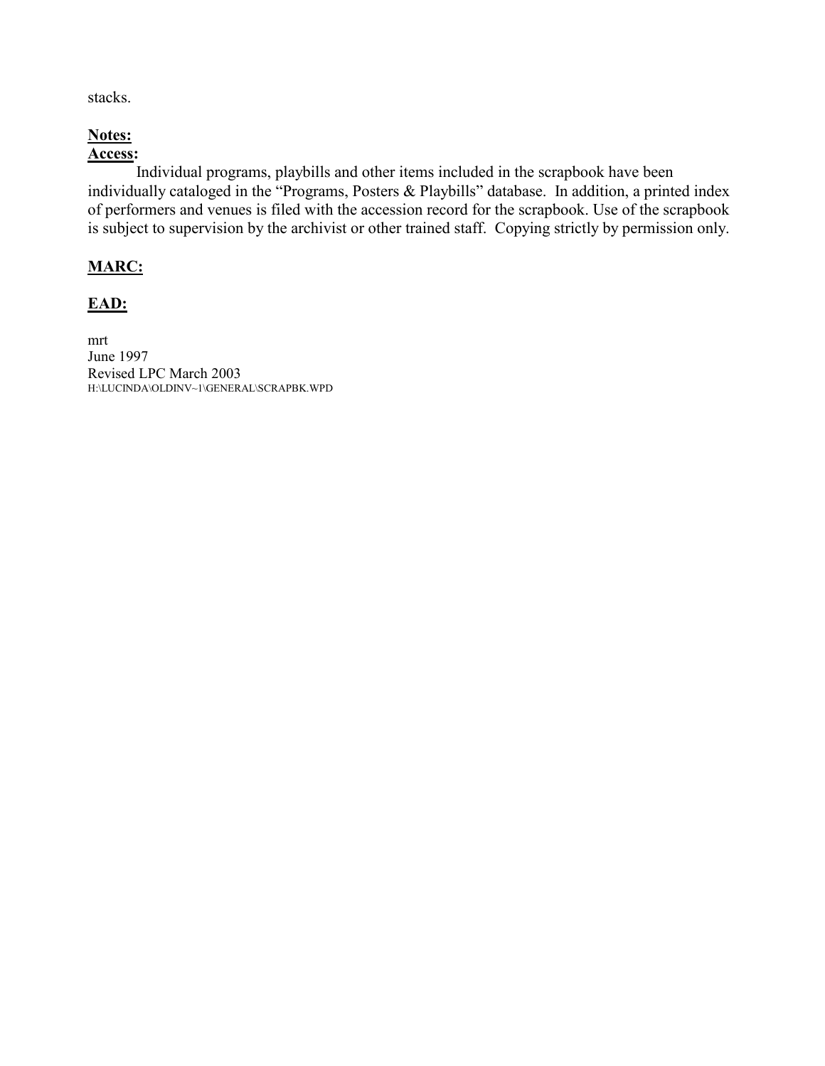stacks.

**Notes:**

**Access:**

Individual programs, playbills and other items included in the scrapbook have been individually cataloged in the "Programs, Posters & Playbills" database. In addition, a printed index of performers and venues is filed with the accession record for the scrapbook. Use of the scrapbook is subject to supervision by the archivist or other trained staff. Copying strictly by permission only.

**MARC:**

**EAD:**

mrt
June 1997
Revised LPC March 2003
H:\LUCINDA\OLDINV~1\GENERAL\SCRAPBK.WPD